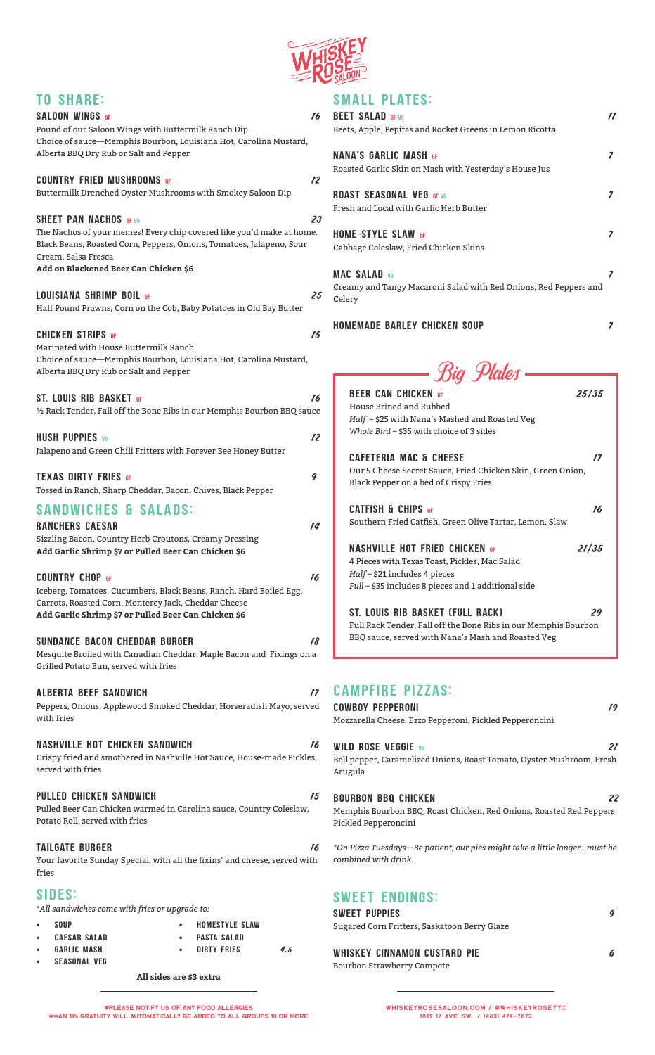# Whiskey Rose Saloon

## TO SHARE:

**SALOON WINGS** GF — *16*
Pound of our Saloon Wings with Buttermilk Ranch Dip
Choice of sauce—Memphis Bourbon, Louisiana Hot, Carolina Mustard, Alberta BBQ Dry Rub or Salt and Pepper

**COUNTRY FRIED MUSHROOMS** GF — *12*
Buttermilk Drenched Oyster Mushrooms with Smokey Saloon Dip

**SHEET PAN NACHOS** GF VG — *23*
The Nachos of your memes! Every chip covered like you'd make at home. Black Beans, Roasted Corn, Peppers, Onions, Tomatoes, Jalapeno, Sour Cream, Salsa Fresca
**Add on Blackened Beer Can Chicken $6**

**LOUISIANA SHRIMP BOIL** GF — *25*
Half Pound Prawns, Corn on the Cob, Baby Potatoes in Old Bay Butter

**CHICKEN STRIPS** GF — *15*
Marinated with House Buttermilk Ranch
Choice of sauce—Memphis Bourbon, Louisiana Hot, Carolina Mustard, Alberta BBQ Dry Rub or Salt and Pepper

**ST. LOUIS RIB BASKET** GF — *16*
½ Rack Tender, Fall off the Bone Ribs in our Memphis Bourbon BBQ sauce

**HUSH PUPPIES** VG — *12*
Jalapeno and Green Chili Fritters with Forever Bee Honey Butter

**TEXAS DIRTY FRIES** GF — *9*
Tossed in Ranch, Sharp Cheddar, Bacon, Chives, Black Pepper

## SANDWICHES & SALADS:

**RANCHERS CAESAR** — *14*
Sizzling Bacon, Country Herb Croutons, Creamy Dressing
**Add Garlic Shrimp $7 or Pulled Beer Can Chicken $6**

**COUNTRY CHOP** GF — *16*
Iceberg, Tomatoes, Cucumbers, Black Beans, Ranch, Hard Boiled Egg, Carrots, Roasted Corn, Monterey Jack, Cheddar Cheese
**Add Garlic Shrimp $7 or Pulled Beer Can Chicken $6**

**SUNDANCE BACON CHEDDAR BURGER** — *18*
Mesquite Broiled with Canadian Cheddar, Maple Bacon and Fixings on a Grilled Potato Bun, served with fries

**ALBERTA BEEF SANDWICH** — *17*
Peppers, Onions, Applewood Smoked Cheddar, Horseradish Mayo, served with fries

**NASHVILLE HOT CHICKEN SANDWICH** — *16*
Crispy fried and smothered in Nashville Hot Sauce, House-made Pickles, served with fries

**PULLED CHICKEN SANDWICH** — *15*
Pulled Beer Can Chicken warmed in Carolina sauce, Country Coleslaw, Potato Roll, served with fries

**TAILGATE BURGER** — *16*
Your favorite Sunday Special, with all the fixins' and cheese, served with fries

## SIDES:

*\*All sandwiches come with fries or upgrade to:*

- SOUP
- CAESAR SALAD
- GARLIC MASH
- SEASONAL VEG
- HOMESTYLE SLAW
- PASTA SALAD
- DIRTY FRIES — *4.5*

**All sides are $3 extra**

## SMALL PLATES:

**BEET SALAD** GF VG — *11*
Beets, Apple, Pepitas and Rocket Greens in Lemon Ricotta

**NANA'S GARLIC MASH** GF — *7*
Roasted Garlic Skin on Mash with Yesterday's House Jus

**ROAST SEASONAL VEG** GF VG — *7*
Fresh and Local with Garlic Herb Butter

**HOME-STYLE SLAW** GF — *7*
Cabbage Coleslaw, Fried Chicken Skins

**MAC SALAD** VG — *7*
Creamy and Tangy Macaroni Salad with Red Onions, Red Peppers and Celery

**HOMEMADE BARLEY CHICKEN SOUP** — *7*

## Big Plates

**BEER CAN CHICKEN** GF — *25/35*
House Brined and Rubbed
*Half* – $25 with Nana's Mashed and Roasted Veg
*Whole Bird* – $35 with choice of 3 sides

**CAFETERIA MAC & CHEESE** — *17*
Our 5 Cheese Secret Sauce, Fried Chicken Skin, Green Onion, Black Pepper on a bed of Crispy Fries

**CATFISH & CHIPS** GF — *16*
Southern Fried Catfish, Green Olive Tartar, Lemon, Slaw

**NASHVILLE HOT FRIED CHICKEN** GF — *21/35*
4 Pieces with Texas Toast, Pickles, Mac Salad
*Half* – $21 includes 4 pieces
*Full* – $35 includes 8 pieces and 1 additional side

**ST. LOUIS RIB BASKET (FULL RACK)** — *29*
Full Rack Tender, Fall off the Bone Ribs in our Memphis Bourbon BBQ sauce, served with Nana's Mash and Roasted Veg

## CAMPFIRE PIZZAS:

**COWBOY PEPPERONI** — *19*
Mozzarella Cheese, Ezzo Pepperoni, Pickled Pepperoncini

**WILD ROSE VEGGIE** VG — *21*
Bell pepper, Caramelized Onions, Roast Tomato, Oyster Mushroom, Fresh Arugula

**BOURBON BBQ CHICKEN** — *22*
Memphis Bourbon BBQ, Roast Chicken, Red Onions, Roasted Red Peppers, Pickled Pepperoncini

*\*On Pizza Tuesdays—Be patient, our pies might take a little longer.. must be combined with drink.*

## SWEET ENDINGS:

**SWEET PUPPIES** — *9*
Sugared Corn Fritters, Saskatoon Berry Glaze

**WHISKEY CINNAMON CUSTARD PIE** — *6*
Bourbon Strawberry Compote

\*PLEASE NOTIFY US OF ANY FOOD ALLERGIES
\*\*AN 18% GRATUITY WILL AUTOMATICALLY BE ADDED TO ALL GROUPS 10 OR MORE

WHISKEYROSESALOON.COM / @WHISKEYROSEYYC
1012 17 AVE SW / (403) 474-7673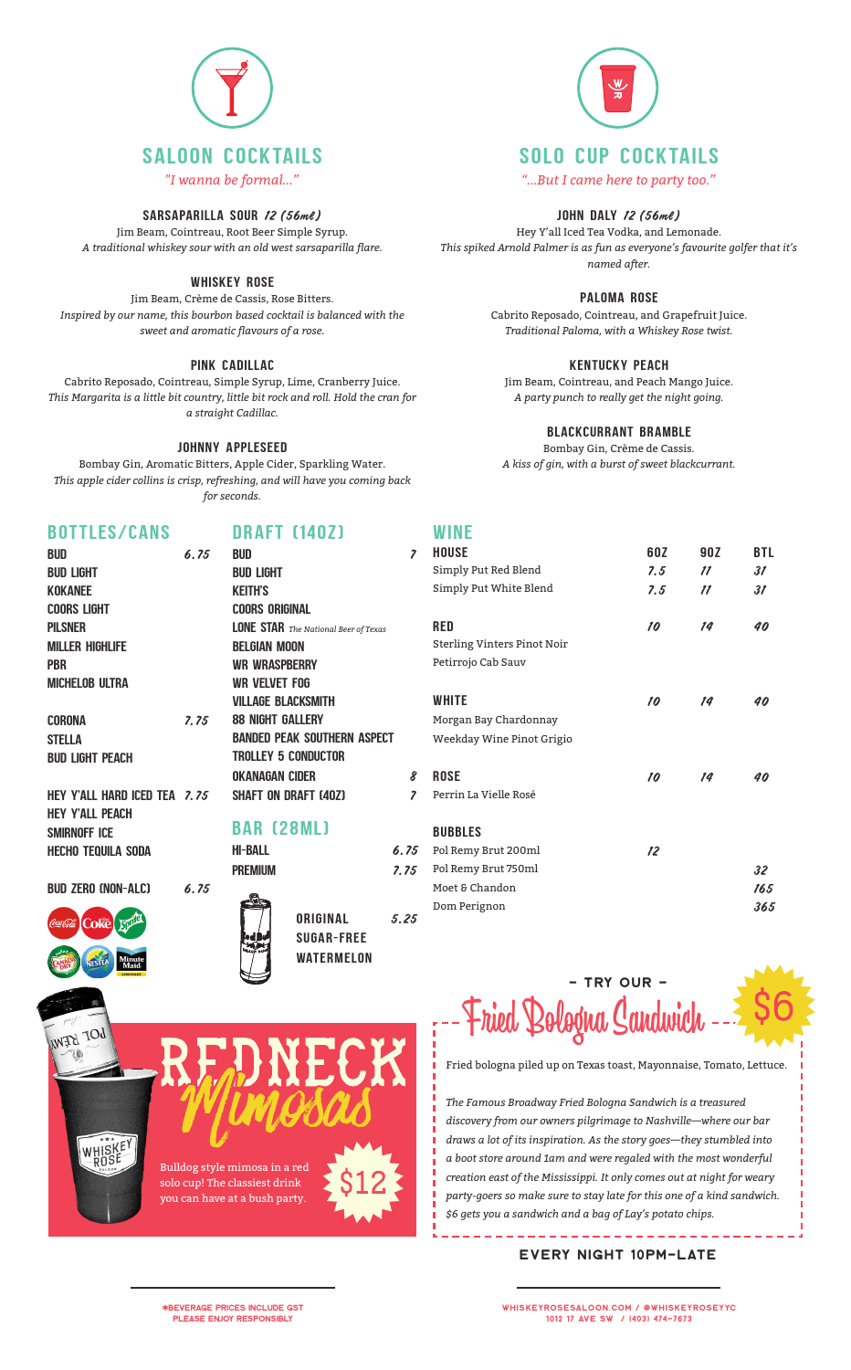## SALOON COCKTAILS

*"I wanna be formal..."*

### SARSAPARILLA SOUR *12 (56ml)*

Jim Beam, Cointreau, Root Beer Simple Syrup.
*A traditional whiskey sour with an old west sarsaparilla flare.*

### WHISKEY ROSE

Jim Beam, Crème de Cassis, Rose Bitters.
*Inspired by our name, this bourbon based cocktail is balanced with the sweet and aromatic flavours of a rose.*

### PINK CADILLAC

Cabrito Reposado, Cointreau, Simple Syrup, Lime, Cranberry Juice.
*This Margarita is a little bit country, little bit rock and roll. Hold the cran for a straight Cadillac.*

### JOHNNY APPLESEED

Bombay Gin, Aromatic Bitters, Apple Cider, Sparkling Water.
*This apple cider collins is crisp, refreshing, and will have you coming back for seconds.*

## SOLO CUP COCKTAILS

*"...But I came here to party too."*

### JOHN DALY *12 (56ml)*

Hey Y'all Iced Tea Vodka, and Lemonade.
*This spiked Arnold Palmer is as fun as everyone's favourite golfer that it's named after.*

### PALOMA ROSE

Cabrito Reposado, Cointreau, and Grapefruit Juice.
*Traditional Paloma, with a Whiskey Rose twist.*

### KENTUCKY PEACH

Jim Beam, Cointreau, and Peach Mango Juice.
*A party punch to really get the night going.*

### BLACKCURRANT BRAMBLE

Bombay Gin, Crème de Cassis.
*A kiss of gin, with a burst of sweet blackcurrant.*

## BOTTLES/CANS

| | |
|---|---|
| BUD | 6.75 |
| BUD LIGHT | |
| KOKANEE | |
| COORS LIGHT | |
| PILSNER | |
| MILLER HIGHLIFE | |
| PBR | |
| MICHELOB ULTRA | |
| CORONA | 7.75 |
| STELLA | |
| BUD LIGHT PEACH | |
| HEY Y'ALL HARD ICED TEA | 7.75 |
| HEY Y'ALL PEACH | |
| SMIRNOFF ICE | |
| HECHO TEQUILA SODA | |
| BUD ZERO (NON-ALC) | 6.75 |

## DRAFT (14OZ)

| | |
|---|---|
| BUD | 7 |
| BUD LIGHT | |
| KEITH'S | |
| COORS ORIGINAL | |
| LONE STAR *The National Beer of Texas* | |
| BELGIAN MOON | |
| WR WRASPBERRY | |
| WR VELVET FOG | |
| VILLAGE BLACKSMITH | |
| 88 NIGHT GALLERY | |
| BANDED PEAK SOUTHERN ASPECT | |
| TROLLEY 5 CONDUCTOR | |
| OKANAGAN CIDER | 8 |
| SHAFT ON DRAFT (4OZ) | 7 |

## BAR (28ML)

| | |
|---|---|
| HI-BALL | 6.75 |
| PREMIUM | 7.75 |

| | |
|---|---|
| ORIGINAL | 5.25 |
| SUGAR-FREE | |
| WATERMELON | |

## WINE

| | 6OZ | 9OZ | BTL |
|---|---|---|---|
| **HOUSE** | | | |
| Simply Put Red Blend | 7.5 | 11 | 31 |
| Simply Put White Blend | 7.5 | 11 | 31 |
| **RED** | 10 | 14 | 40 |
| Sterling Vinters Pinot Noir | | | |
| Petirrojo Cab Sauv | | | |
| **WHITE** | 10 | 14 | 40 |
| Morgan Bay Chardonnay | | | |
| Weekday Wine Pinot Grigio | | | |
| **ROSE** | 10 | 14 | 40 |
| Perrin La Vielle Rosé | | | |
| **BUBBLES** | | | |
| Pol Remy Brut 200ml | 12 | | |
| Pol Remy Brut 750ml | | | 32 |
| Moet & Chandon | | | 165 |
| Dom Perignon | | | 365 |

## REDNECK Mimosas

Bulldog style mimosa in a red solo cup! The classiest drink you can have at a bush party.

$12

## - TRY OUR - Fried Bologna Sandwich $6

Fried bologna piled up on Texas toast, Mayonnaise, Tomato, Lettuce.

*The Famous Broadway Fried Bologna Sandwich is a treasured discovery from our owners pilgrimage to Nashville—where our bar draws a lot of its inspiration. As the story goes—they stumbled into a boot store around 1am and were regaled with the most wonderful creation east of the Mississippi. It only comes out at night for weary party-goers so make sure to stay late for this one of a kind sandwich. $6 gets you a sandwich and a bag of Lay's potato chips.*

**EVERY NIGHT 10PM-LATE**

*BEVERAGE PRICES INCLUDE GST
PLEASE ENJOY RESPONSIBLY

WHISKEYROSESALOON.COM / @WHISKEYROSEYYC
1012 17 AVE SW / (403) 474-7673